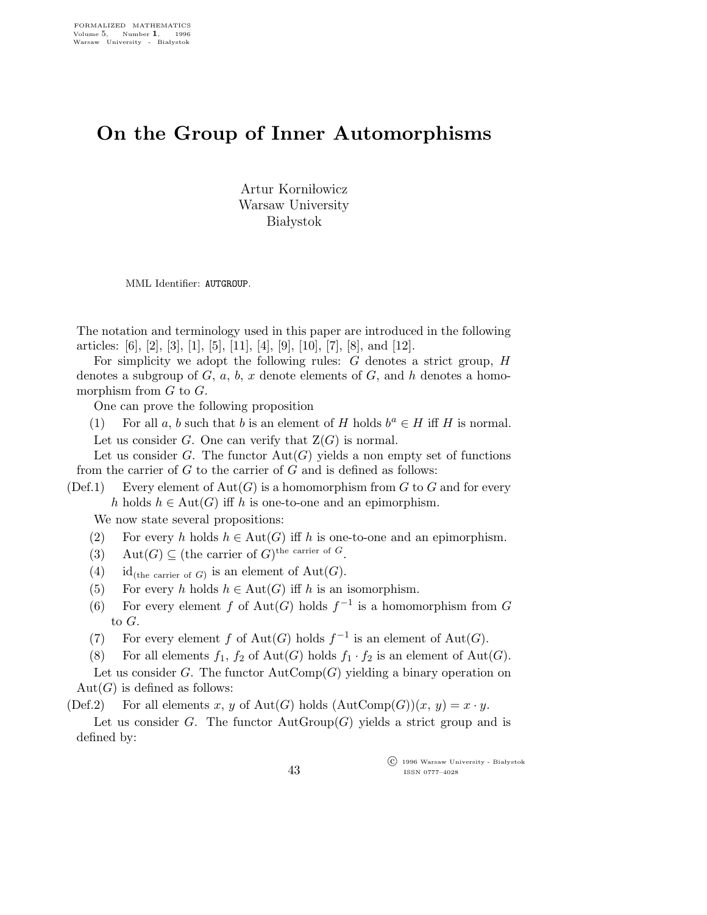# On the Group of Inner Automorphisms

Artur Korniłowicz
Warsaw University
Białystok

MML Identifier: AUTGROUP.

The notation and terminology used in this paper are introduced in the following articles: [6], [2], [3], [1], [5], [11], [4], [9], [10], [7], [8], and [12].

For simplicity we adopt the following rules: $G$ denotes a strict group, $H$ denotes a subgroup of $G$, $a$, $b$, $x$ denote elements of $G$, and $h$ denotes a homomorphism from $G$ to $G$.

One can prove the following proposition

(1) For all $a$, $b$ such that $b$ is an element of $H$ holds $b^a \in H$ iff $H$ is normal.

Let us consider $G$. One can verify that $\mathrm{Z}(G)$ is normal.

Let us consider $G$. The functor $\mathrm{Aut}(G)$ yields a non empty set of functions from the carrier of $G$ to the carrier of $G$ and is defined as follows:

(Def.1) Every element of $\mathrm{Aut}(G)$ is a homomorphism from $G$ to $G$ and for every $h$ holds $h \in \mathrm{Aut}(G)$ iff $h$ is one-to-one and an epimorphism.

We now state several propositions:

(2) For every $h$ holds $h \in \mathrm{Aut}(G)$ iff $h$ is one-to-one and an epimorphism.

(3) $\mathrm{Aut}(G) \subseteq (\text{the carrier of } G)^{\text{the carrier of } G}$.

(4) $\mathrm{id}_{(\text{the carrier of } G)}$ is an element of $\mathrm{Aut}(G)$.

(5) For every $h$ holds $h \in \mathrm{Aut}(G)$ iff $h$ is an isomorphism.

(6) For every element $f$ of $\mathrm{Aut}(G)$ holds $f^{-1}$ is a homomorphism from $G$ to $G$.

(7) For every element $f$ of $\mathrm{Aut}(G)$ holds $f^{-1}$ is an element of $\mathrm{Aut}(G)$.

(8) For all elements $f_1$, $f_2$ of $\mathrm{Aut}(G)$ holds $f_1 \cdot f_2$ is an element of $\mathrm{Aut}(G)$.

Let us consider $G$. The functor $\mathrm{AutComp}(G)$ yielding a binary operation on $\mathrm{Aut}(G)$ is defined as follows:

(Def.2) For all elements $x$, $y$ of $\mathrm{Aut}(G)$ holds $(\mathrm{AutComp}(G))(x, y) = x \cdot y$.

Let us consider $G$. The functor $\mathrm{AutGroup}(G)$ yields a strict group and is defined by: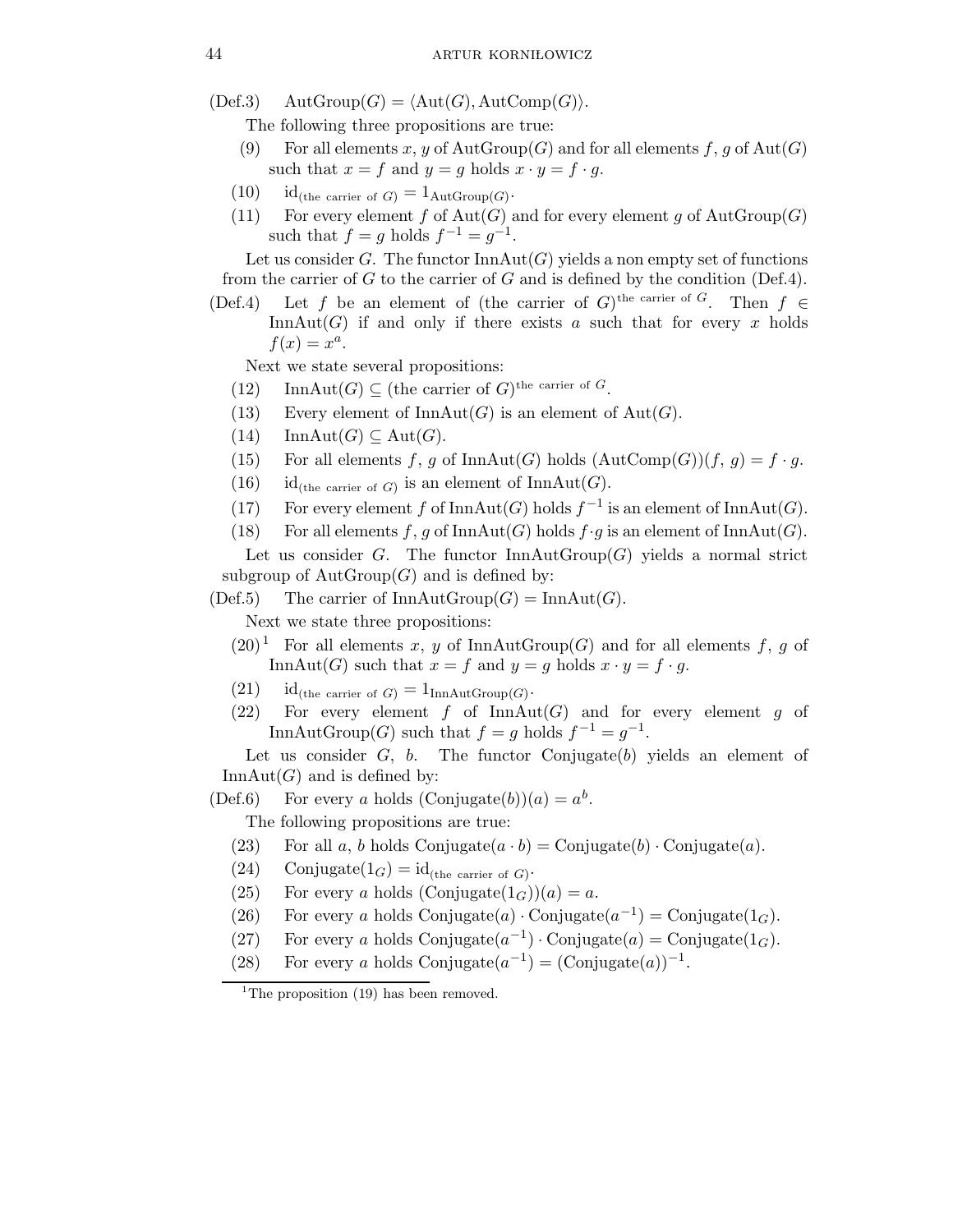(Def.3) $\mathrm{AutGroup}(G) = \langle \mathrm{Aut}(G), \mathrm{AutComp}(G) \rangle$.

The following three propositions are true:

(9) For all elements $x$, $y$ of $\mathrm{AutGroup}(G)$ and for all elements $f$, $g$ of $\mathrm{Aut}(G)$ such that $x = f$ and $y = g$ holds $x \cdot y = f \cdot g$.

(10) $\mathrm{id}_{(\text{the carrier of } G)} = 1_{\mathrm{AutGroup}(G)}$.

(11) For every element $f$ of $\mathrm{Aut}(G)$ and for every element $g$ of $\mathrm{AutGroup}(G)$ such that $f = g$ holds $f^{-1} = g^{-1}$.

Let us consider $G$. The functor $\mathrm{InnAut}(G)$ yields a non empty set of functions from the carrier of $G$ to the carrier of $G$ and is defined by the condition (Def.4).

(Def.4) Let $f$ be an element of $(\text{the carrier of } G)^{\text{the carrier of } G}$. Then $f \in \mathrm{InnAut}(G)$ if and only if there exists $a$ such that for every $x$ holds $f(x) = x^a$.

Next we state several propositions:

(12) $\mathrm{InnAut}(G) \subseteq (\text{the carrier of } G)^{\text{the carrier of } G}$.

(13) Every element of $\mathrm{InnAut}(G)$ is an element of $\mathrm{Aut}(G)$.

(14) $\mathrm{InnAut}(G) \subseteq \mathrm{Aut}(G)$.

(15) For all elements $f$, $g$ of $\mathrm{InnAut}(G)$ holds $(\mathrm{AutComp}(G))(f, g) = f \cdot g$.

(16) $\mathrm{id}_{(\text{the carrier of } G)}$ is an element of $\mathrm{InnAut}(G)$.

(17) For every element $f$ of $\mathrm{InnAut}(G)$ holds $f^{-1}$ is an element of $\mathrm{InnAut}(G)$.

(18) For all elements $f$, $g$ of $\mathrm{InnAut}(G)$ holds $f \cdot g$ is an element of $\mathrm{InnAut}(G)$.

Let us consider $G$. The functor $\mathrm{InnAutGroup}(G)$ yields a normal strict subgroup of $\mathrm{AutGroup}(G)$ and is defined by:

(Def.5) The carrier of $\mathrm{InnAutGroup}(G) = \mathrm{InnAut}(G)$.

Next we state three propositions:

(20)[1] For all elements $x$, $y$ of $\mathrm{InnAutGroup}(G)$ and for all elements $f$, $g$ of $\mathrm{InnAut}(G)$ such that $x = f$ and $y = g$ holds $x \cdot y = f \cdot g$.

(21) $\mathrm{id}_{(\text{the carrier of } G)} = 1_{\mathrm{InnAutGroup}(G)}$.

(22) For every element $f$ of $\mathrm{InnAut}(G)$ and for every element $g$ of $\mathrm{InnAutGroup}(G)$ such that $f = g$ holds $f^{-1} = g^{-1}$.

Let us consider $G$, $b$. The functor $\mathrm{Conjugate}(b)$ yields an element of $\mathrm{InnAut}(G)$ and is defined by:

(Def.6) For every $a$ holds $(\mathrm{Conjugate}(b))(a) = a^b$.

The following propositions are true:

(23) For all $a$, $b$ holds $\mathrm{Conjugate}(a \cdot b) = \mathrm{Conjugate}(b) \cdot \mathrm{Conjugate}(a)$.

(24) $\mathrm{Conjugate}(1_G) = \mathrm{id}_{(\text{the carrier of } G)}$.

(25) For every $a$ holds $(\mathrm{Conjugate}(1_G))(a) = a$.

(26) For every $a$ holds $\mathrm{Conjugate}(a) \cdot \mathrm{Conjugate}(a^{-1}) = \mathrm{Conjugate}(1_G)$.

(27) For every $a$ holds $\mathrm{Conjugate}(a^{-1}) \cdot \mathrm{Conjugate}(a) = \mathrm{Conjugate}(1_G)$.

(28) For every $a$ holds $\mathrm{Conjugate}(a^{-1}) = (\mathrm{Conjugate}(a))^{-1}$.

[1] The proposition (19) has been removed.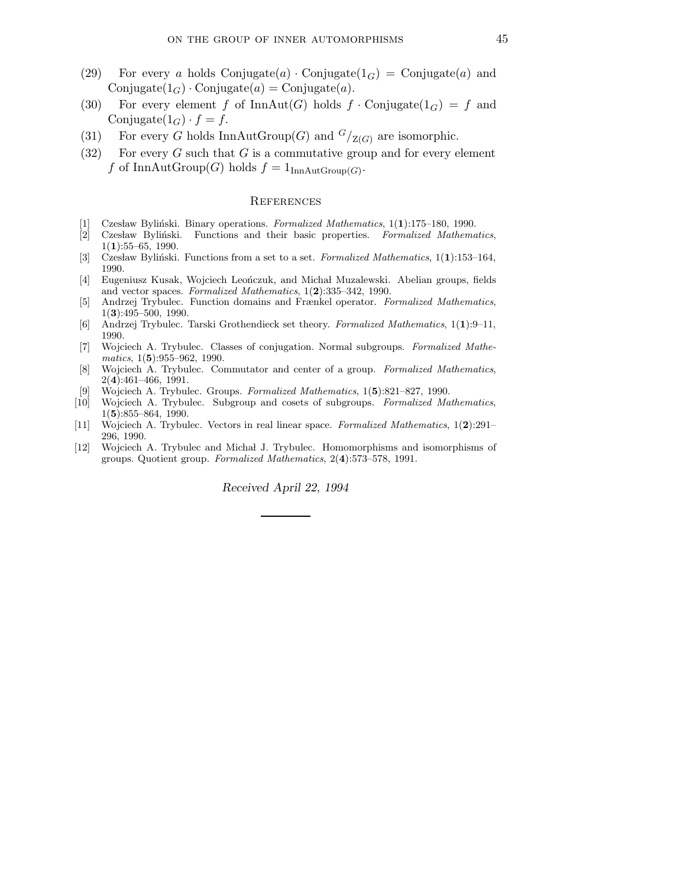(29) For every $a$ holds $\text{Conjugate}(a) \cdot \text{Conjugate}(1_G) = \text{Conjugate}(a)$ and $\text{Conjugate}(1_G) \cdot \text{Conjugate}(a) = \text{Conjugate}(a)$.

(30) For every element $f$ of $\text{InnAut}(G)$ holds $f \cdot \text{Conjugate}(1_G) = f$ and $\text{Conjugate}(1_G) \cdot f = f$.

(31) For every $G$ holds $\text{InnAutGroup}(G)$ and ${}^{G}/_{\text{Z}(G)}$ are isomorphic.

(32) For every $G$ such that $G$ is a commutative group and for every element $f$ of $\text{InnAutGroup}(G)$ holds $f = 1_{\text{InnAutGroup}(G)}$.

## References

[1] Czesław Byliński. Binary operations. *Formalized Mathematics*, 1(**1**):175–180, 1990.

[2] Czesław Byliński. Functions and their basic properties. *Formalized Mathematics*, 1(**1**):55–65, 1990.

[3] Czesław Byliński. Functions from a set to a set. *Formalized Mathematics*, 1(**1**):153–164, 1990.

[4] Eugeniusz Kusak, Wojciech Leończuk, and Michał Muzalewski. Abelian groups, fields and vector spaces. *Formalized Mathematics*, 1(**2**):335–342, 1990.

[5] Andrzej Trybulec. Function domains and Frænkel operator. *Formalized Mathematics*, 1(**3**):495–500, 1990.

[6] Andrzej Trybulec. Tarski Grothendieck set theory. *Formalized Mathematics*, 1(**1**):9–11, 1990.

[7] Wojciech A. Trybulec. Classes of conjugation. Normal subgroups. *Formalized Mathematics*, 1(**5**):955–962, 1990.

[8] Wojciech A. Trybulec. Commutator and center of a group. *Formalized Mathematics*, 2(**4**):461–466, 1991.

[9] Wojciech A. Trybulec. Groups. *Formalized Mathematics*, 1(**5**):821–827, 1990.

[10] Wojciech A. Trybulec. Subgroup and cosets of subgroups. *Formalized Mathematics*, 1(**5**):855–864, 1990.

[11] Wojciech A. Trybulec. Vectors in real linear space. *Formalized Mathematics*, 1(**2**):291–296, 1990.

[12] Wojciech A. Trybulec and Michał J. Trybulec. Homomorphisms and isomorphisms of groups. Quotient group. *Formalized Mathematics*, 2(**4**):573–578, 1991.

*Received April 22, 1994*